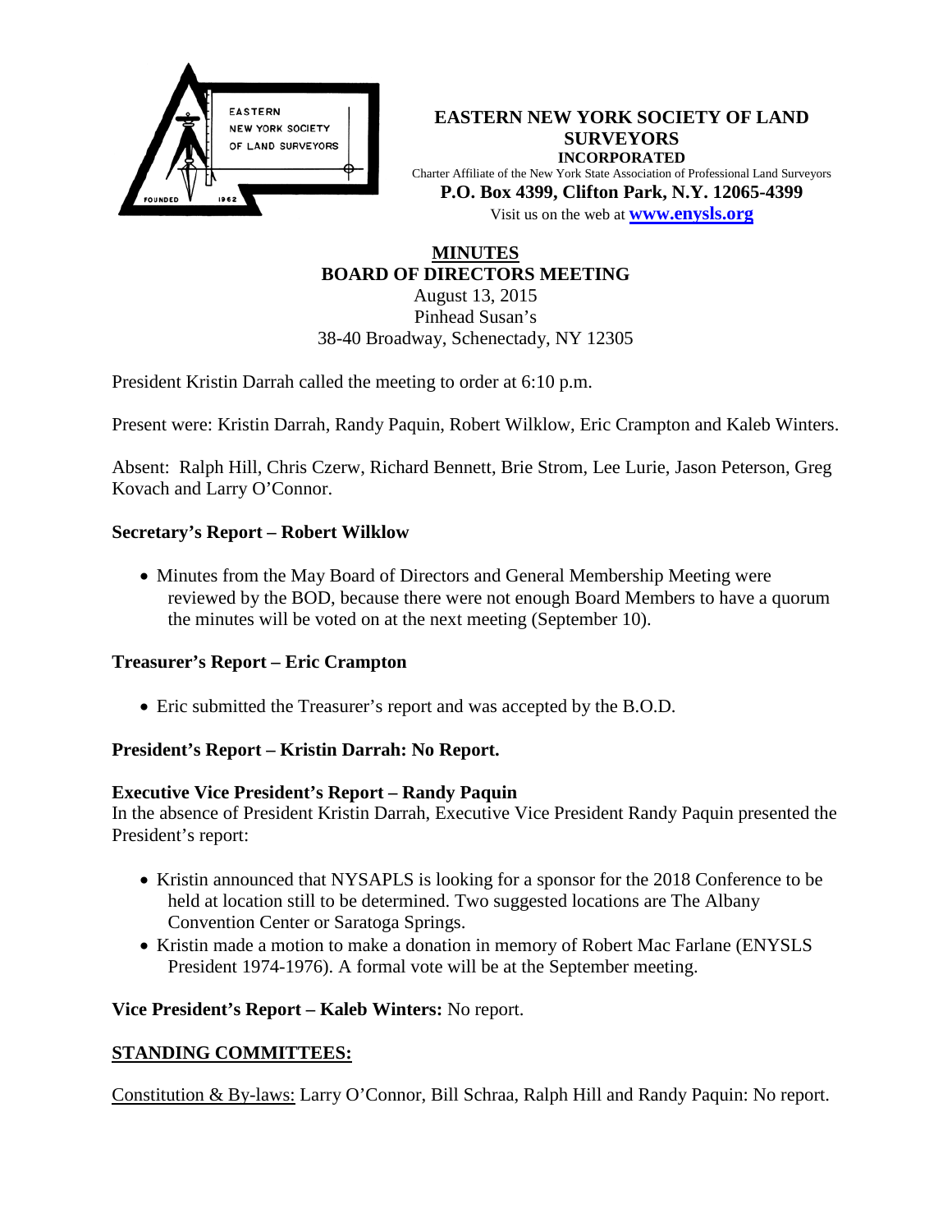**EASTERN NEW YORK SOCIETY OF LAND SURVEYORS**
**INCORPORATED**
Charter Affiliate of the New York State Association of Professional Land Surveyors
**P.O. Box 4399, Clifton Park, N.Y. 12065-4399**
Visit us on the web at **www.enysls.org**

# MINUTES
## BOARD OF DIRECTORS MEETING

August 13, 2015
Pinhead Susan's
38-40 Broadway, Schenectady, NY 12305

President Kristin Darrah called the meeting to order at 6:10 p.m.

Present were: Kristin Darrah, Randy Paquin, Robert Wilklow, Eric Crampton and Kaleb Winters.

Absent: Ralph Hill, Chris Czerw, Richard Bennett, Brie Strom, Lee Lurie, Jason Peterson, Greg Kovach and Larry O'Connor.

### Secretary's Report – Robert Wilklow

- Minutes from the May Board of Directors and General Membership Meeting were reviewed by the BOD, because there were not enough Board Members to have a quorum the minutes will be voted on at the next meeting (September 10).

### Treasurer's Report – Eric Crampton

- Eric submitted the Treasurer's report and was accepted by the B.O.D.

### President's Report – Kristin Darrah: No Report.

### Executive Vice President's Report – Randy Paquin

In the absence of President Kristin Darrah, Executive Vice President Randy Paquin presented the President's report:

- Kristin announced that NYSAPLS is looking for a sponsor for the 2018 Conference to be held at location still to be determined. Two suggested locations are The Albany Convention Center or Saratoga Springs.
- Kristin made a motion to make a donation in memory of Robert Mac Farlane (ENYSLS President 1974-1976). A formal vote will be at the September meeting.

**Vice President's Report – Kaleb Winters:** No report.

## STANDING COMMITTEES:

Constitution & By-laws: Larry O'Connor, Bill Schraa, Ralph Hill and Randy Paquin: No report.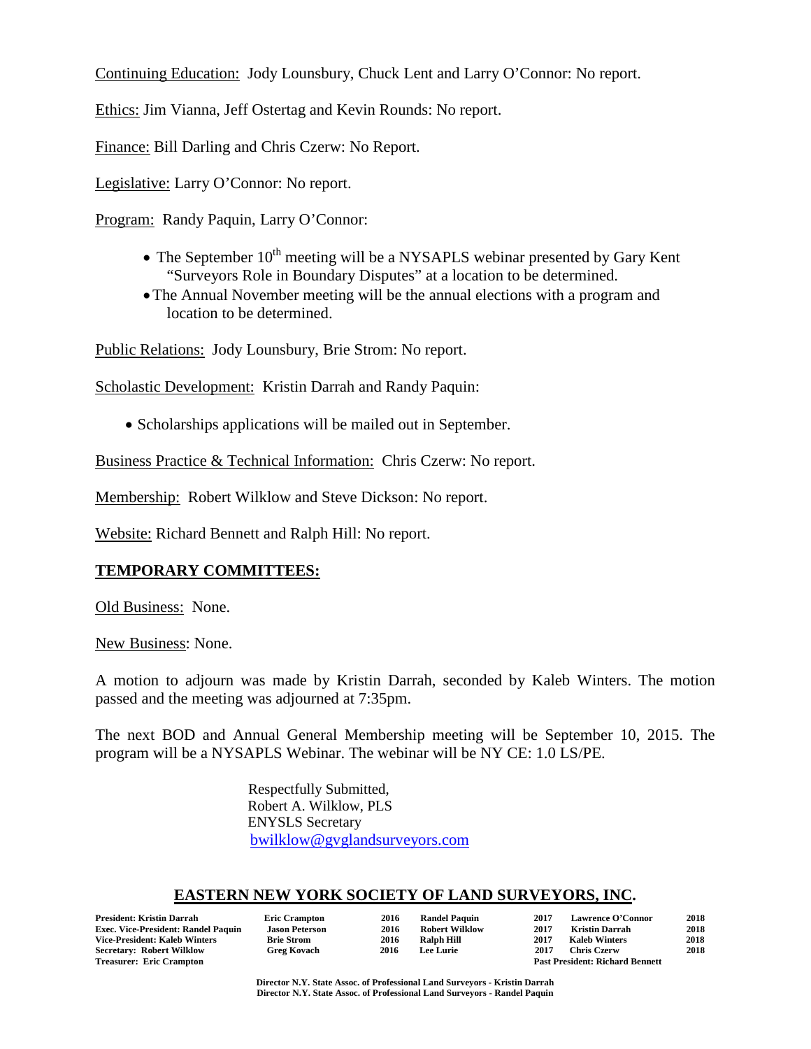Continuing Education: Jody Lounsbury, Chuck Lent and Larry O'Connor: No report.

Ethics: Jim Vianna, Jeff Ostertag and Kevin Rounds: No report.

Finance: Bill Darling and Chris Czerw: No Report.

Legislative: Larry O'Connor: No report.

Program: Randy Paquin, Larry O'Connor:

- The September 10th meeting will be a NYSAPLS webinar presented by Gary Kent "Surveyors Role in Boundary Disputes" at a location to be determined.
- The Annual November meeting will be the annual elections with a program and location to be determined.

Public Relations: Jody Lounsbury, Brie Strom: No report.

Scholastic Development: Kristin Darrah and Randy Paquin:

- Scholarships applications will be mailed out in September.

Business Practice & Technical Information: Chris Czerw: No report.

Membership: Robert Wilklow and Steve Dickson: No report.

Website: Richard Bennett and Ralph Hill: No report.

## TEMPORARY COMMITTEES:

Old Business: None.

New Business: None.

A motion to adjourn was made by Kristin Darrah, seconded by Kaleb Winters. The motion passed and the meeting was adjourned at 7:35pm.

The next BOD and Annual General Membership meeting will be September 10, 2015. The program will be a NYSAPLS Webinar. The webinar will be NY CE: 1.0 LS/PE.

Respectfully Submitted,
Robert A. Wilklow, PLS
ENYSLS Secretary
bwilklow@gvglandsurveyors.com

## EASTERN NEW YORK SOCIETY OF LAND SURVEYORS, INC.

| | | | | | | |
|---|---|---|---|---|---|---|
| **President: Kristin Darrah** | **Eric Crampton** | **2016** | **Randel Paquin** | **2017** | **Lawrence O'Connor** | **2018** |
| **Exec. Vice-President: Randel Paquin** | **Jason Peterson** | **2016** | **Robert Wilklow** | **2017** | **Kristin Darrah** | **2018** |
| **Vice-President: Kaleb Winters** | **Brie Strom** | **2016** | **Ralph Hill** | **2017** | **Kaleb Winters** | **2018** |
| **Secretary: Robert Wilklow** | **Greg Kovach** | **2016** | **Lee Lurie** | **2017** | **Chris Czerw** | **2018** |
| **Treasurer: Eric Crampton** | | | | **Past President: Richard Bennett** | | |

**Director N.Y. State Assoc. of Professional Land Surveyors - Kristin Darrah**
**Director N.Y. State Assoc. of Professional Land Surveyors - Randel Paquin**